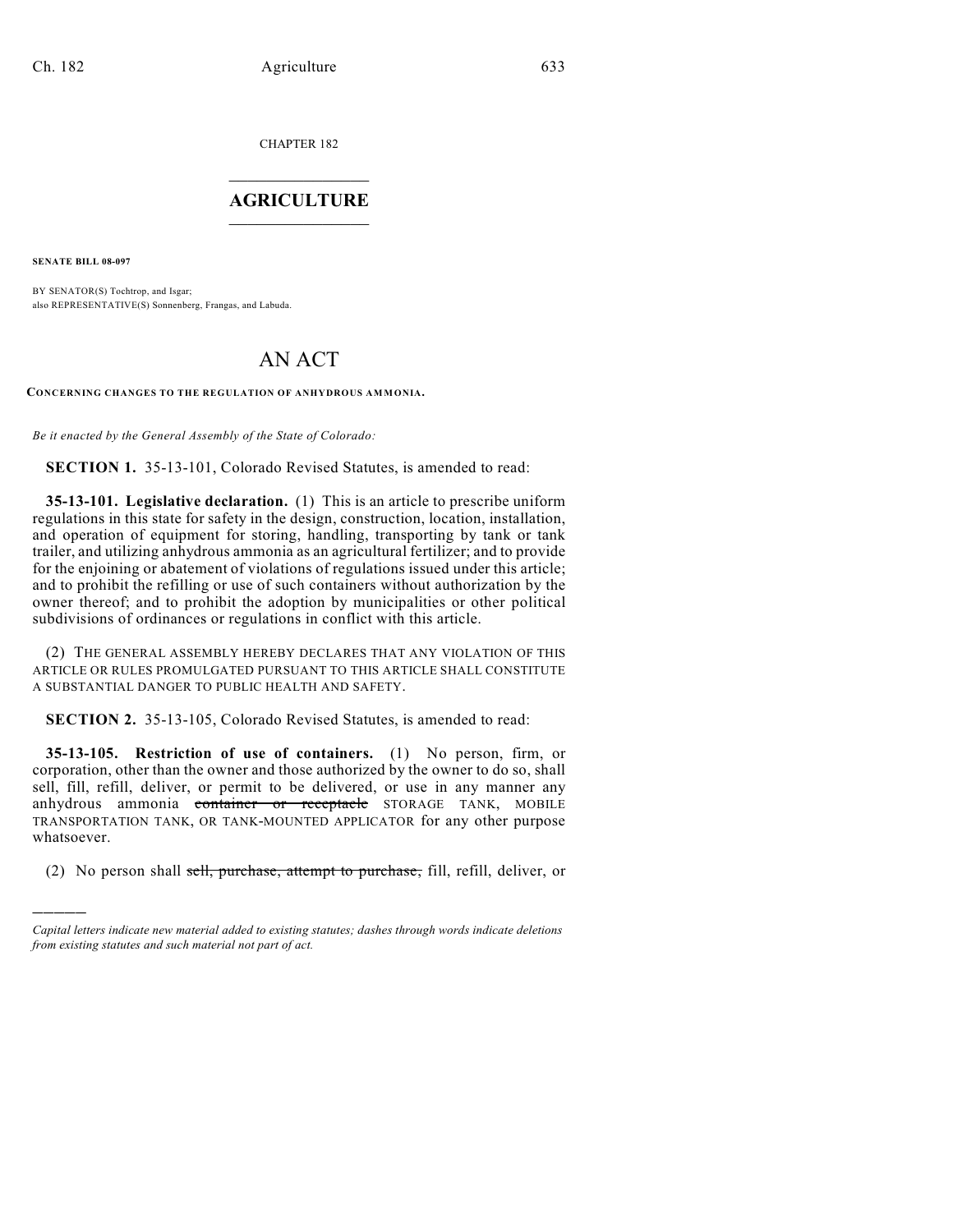CHAPTER 182

# AGRICULTURE

**SENATE BILL 08-097**

BY SENATOR(S) Tochtrop, and Isgar;
also REPRESENTATIVE(S) Sonnenberg, Frangas, and Labuda.

# AN ACT

**CONCERNING CHANGES TO THE REGULATION OF ANHYDROUS AMMONIA.**

*Be it enacted by the General Assembly of the State of Colorado:*

**SECTION 1.** 35-13-101, Colorado Revised Statutes, is amended to read:

**35-13-101. Legislative declaration.** (1) This is an article to prescribe uniform regulations in this state for safety in the design, construction, location, installation, and operation of equipment for storing, handling, transporting by tank or tank trailer, and utilizing anhydrous ammonia as an agricultural fertilizer; and to provide for the enjoining or abatement of violations of regulations issued under this article; and to prohibit the refilling or use of such containers without authorization by the owner thereof; and to prohibit the adoption by municipalities or other political subdivisions of ordinances or regulations in conflict with this article.

(2) THE GENERAL ASSEMBLY HEREBY DECLARES THAT ANY VIOLATION OF THIS ARTICLE OR RULES PROMULGATED PURSUANT TO THIS ARTICLE SHALL CONSTITUTE A SUBSTANTIAL DANGER TO PUBLIC HEALTH AND SAFETY.

**SECTION 2.** 35-13-105, Colorado Revised Statutes, is amended to read:

**35-13-105. Restriction of use of containers.** (1) No person, firm, or corporation, other than the owner and those authorized by the owner to do so, shall sell, fill, refill, deliver, or permit to be delivered, or use in any manner any anhydrous ammonia ~~container or receptacle~~ STORAGE TANK, MOBILE TRANSPORTATION TANK, OR TANK-MOUNTED APPLICATOR for any other purpose whatsoever.

(2) No person shall ~~sell, purchase, attempt to purchase,~~ fill, refill, deliver, or

---

*Capital letters indicate new material added to existing statutes; dashes through words indicate deletions from existing statutes and such material not part of act.*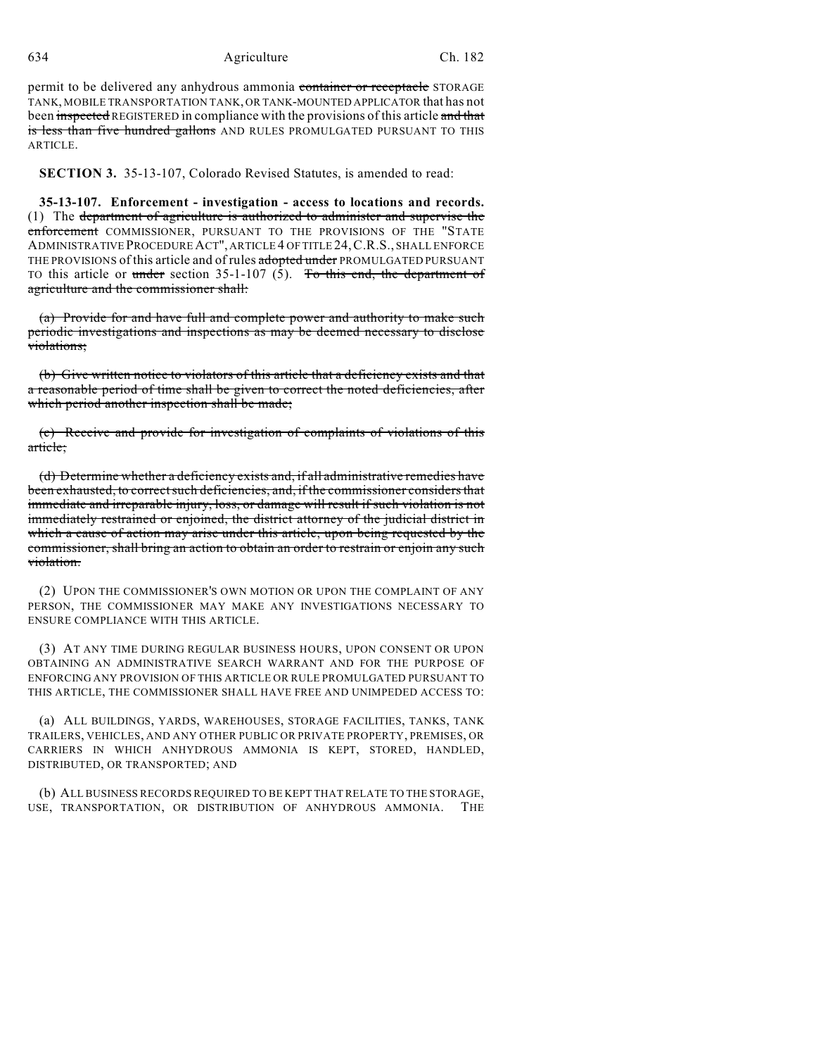permit to be delivered any anhydrous ammonia ~~container or receptacle~~ STORAGE TANK, MOBILE TRANSPORTATION TANK, OR TANK-MOUNTED APPLICATOR that has not been ~~inspected~~ REGISTERED in compliance with the provisions of this article ~~and that is less than five hundred gallons~~ AND RULES PROMULGATED PURSUANT TO THIS ARTICLE.

**SECTION 3.** 35-13-107, Colorado Revised Statutes, is amended to read:

**35-13-107. Enforcement - investigation - access to locations and records.** (1) The ~~department of agriculture is authorized to administer and supervise the enforcement~~ COMMISSIONER, PURSUANT TO THE PROVISIONS OF THE "STATE ADMINISTRATIVE PROCEDURE ACT", ARTICLE 4 OF TITLE 24, C.R.S., SHALL ENFORCE THE PROVISIONS of this article and of rules ~~adopted under~~ PROMULGATED PURSUANT TO this article or ~~under~~ section 35-1-107 (5). ~~To this end, the department of agriculture and the commissioner shall:~~

~~(a) Provide for and have full and complete power and authority to make such periodic investigations and inspections as may be deemed necessary to disclose violations;~~

~~(b) Give written notice to violators of this article that a deficiency exists and that a reasonable period of time shall be given to correct the noted deficiencies, after which period another inspection shall be made;~~

~~(c) Receive and provide for investigation of complaints of violations of this article;~~

~~(d) Determine whether a deficiency exists and, if all administrative remedies have been exhausted, to correct such deficiencies, and, if the commissioner considers that immediate and irreparable injury, loss, or damage will result if such violation is not immediately restrained or enjoined, the district attorney of the judicial district in which a cause of action may arise under this article, upon being requested by the commissioner, shall bring an action to obtain an order to restrain or enjoin any such violation.~~

(2) UPON THE COMMISSIONER'S OWN MOTION OR UPON THE COMPLAINT OF ANY PERSON, THE COMMISSIONER MAY MAKE ANY INVESTIGATIONS NECESSARY TO ENSURE COMPLIANCE WITH THIS ARTICLE.

(3) AT ANY TIME DURING REGULAR BUSINESS HOURS, UPON CONSENT OR UPON OBTAINING AN ADMINISTRATIVE SEARCH WARRANT AND FOR THE PURPOSE OF ENFORCING ANY PROVISION OF THIS ARTICLE OR RULE PROMULGATED PURSUANT TO THIS ARTICLE, THE COMMISSIONER SHALL HAVE FREE AND UNIMPEDED ACCESS TO:

(a) ALL BUILDINGS, YARDS, WAREHOUSES, STORAGE FACILITIES, TANKS, TANK TRAILERS, VEHICLES, AND ANY OTHER PUBLIC OR PRIVATE PROPERTY, PREMISES, OR CARRIERS IN WHICH ANHYDROUS AMMONIA IS KEPT, STORED, HANDLED, DISTRIBUTED, OR TRANSPORTED; AND

(b) ALL BUSINESS RECORDS REQUIRED TO BE KEPT THAT RELATE TO THE STORAGE, USE, TRANSPORTATION, OR DISTRIBUTION OF ANHYDROUS AMMONIA. THE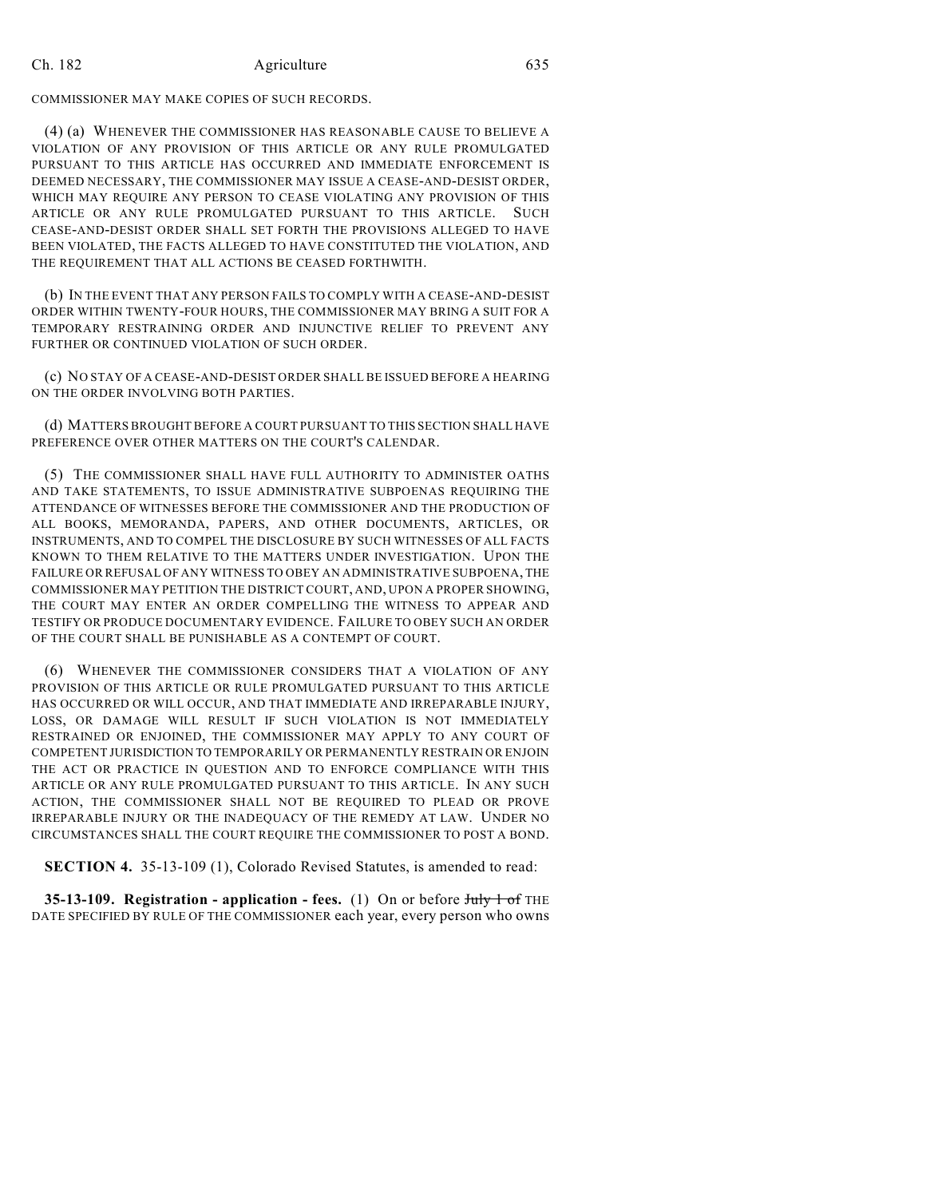COMMISSIONER MAY MAKE COPIES OF SUCH RECORDS.

(4) (a) WHENEVER THE COMMISSIONER HAS REASONABLE CAUSE TO BELIEVE A VIOLATION OF ANY PROVISION OF THIS ARTICLE OR ANY RULE PROMULGATED PURSUANT TO THIS ARTICLE HAS OCCURRED AND IMMEDIATE ENFORCEMENT IS DEEMED NECESSARY, THE COMMISSIONER MAY ISSUE A CEASE-AND-DESIST ORDER, WHICH MAY REQUIRE ANY PERSON TO CEASE VIOLATING ANY PROVISION OF THIS ARTICLE OR ANY RULE PROMULGATED PURSUANT TO THIS ARTICLE. SUCH CEASE-AND-DESIST ORDER SHALL SET FORTH THE PROVISIONS ALLEGED TO HAVE BEEN VIOLATED, THE FACTS ALLEGED TO HAVE CONSTITUTED THE VIOLATION, AND THE REQUIREMENT THAT ALL ACTIONS BE CEASED FORTHWITH.

(b) IN THE EVENT THAT ANY PERSON FAILS TO COMPLY WITH A CEASE-AND-DESIST ORDER WITHIN TWENTY-FOUR HOURS, THE COMMISSIONER MAY BRING A SUIT FOR A TEMPORARY RESTRAINING ORDER AND INJUNCTIVE RELIEF TO PREVENT ANY FURTHER OR CONTINUED VIOLATION OF SUCH ORDER.

(c) NO STAY OF A CEASE-AND-DESIST ORDER SHALL BE ISSUED BEFORE A HEARING ON THE ORDER INVOLVING BOTH PARTIES.

(d) MATTERS BROUGHT BEFORE A COURT PURSUANT TO THIS SECTION SHALL HAVE PREFERENCE OVER OTHER MATTERS ON THE COURT'S CALENDAR.

(5) THE COMMISSIONER SHALL HAVE FULL AUTHORITY TO ADMINISTER OATHS AND TAKE STATEMENTS, TO ISSUE ADMINISTRATIVE SUBPOENAS REQUIRING THE ATTENDANCE OF WITNESSES BEFORE THE COMMISSIONER AND THE PRODUCTION OF ALL BOOKS, MEMORANDA, PAPERS, AND OTHER DOCUMENTS, ARTICLES, OR INSTRUMENTS, AND TO COMPEL THE DISCLOSURE BY SUCH WITNESSES OF ALL FACTS KNOWN TO THEM RELATIVE TO THE MATTERS UNDER INVESTIGATION. UPON THE FAILURE OR REFUSAL OF ANY WITNESS TO OBEY AN ADMINISTRATIVE SUBPOENA, THE COMMISSIONER MAY PETITION THE DISTRICT COURT, AND, UPON A PROPER SHOWING, THE COURT MAY ENTER AN ORDER COMPELLING THE WITNESS TO APPEAR AND TESTIFY OR PRODUCE DOCUMENTARY EVIDENCE. FAILURE TO OBEY SUCH AN ORDER OF THE COURT SHALL BE PUNISHABLE AS A CONTEMPT OF COURT.

(6) WHENEVER THE COMMISSIONER CONSIDERS THAT A VIOLATION OF ANY PROVISION OF THIS ARTICLE OR RULE PROMULGATED PURSUANT TO THIS ARTICLE HAS OCCURRED OR WILL OCCUR, AND THAT IMMEDIATE AND IRREPARABLE INJURY, LOSS, OR DAMAGE WILL RESULT IF SUCH VIOLATION IS NOT IMMEDIATELY RESTRAINED OR ENJOINED, THE COMMISSIONER MAY APPLY TO ANY COURT OF COMPETENT JURISDICTION TO TEMPORARILY OR PERMANENTLY RESTRAIN OR ENJOIN THE ACT OR PRACTICE IN QUESTION AND TO ENFORCE COMPLIANCE WITH THIS ARTICLE OR ANY RULE PROMULGATED PURSUANT TO THIS ARTICLE. IN ANY SUCH ACTION, THE COMMISSIONER SHALL NOT BE REQUIRED TO PLEAD OR PROVE IRREPARABLE INJURY OR THE INADEQUACY OF THE REMEDY AT LAW. UNDER NO CIRCUMSTANCES SHALL THE COURT REQUIRE THE COMMISSIONER TO POST A BOND.

**SECTION 4.** 35-13-109 (1), Colorado Revised Statutes, is amended to read:

**35-13-109. Registration - application - fees.** (1) On or before ~~July 1 of~~ THE DATE SPECIFIED BY RULE OF THE COMMISSIONER each year, every person who owns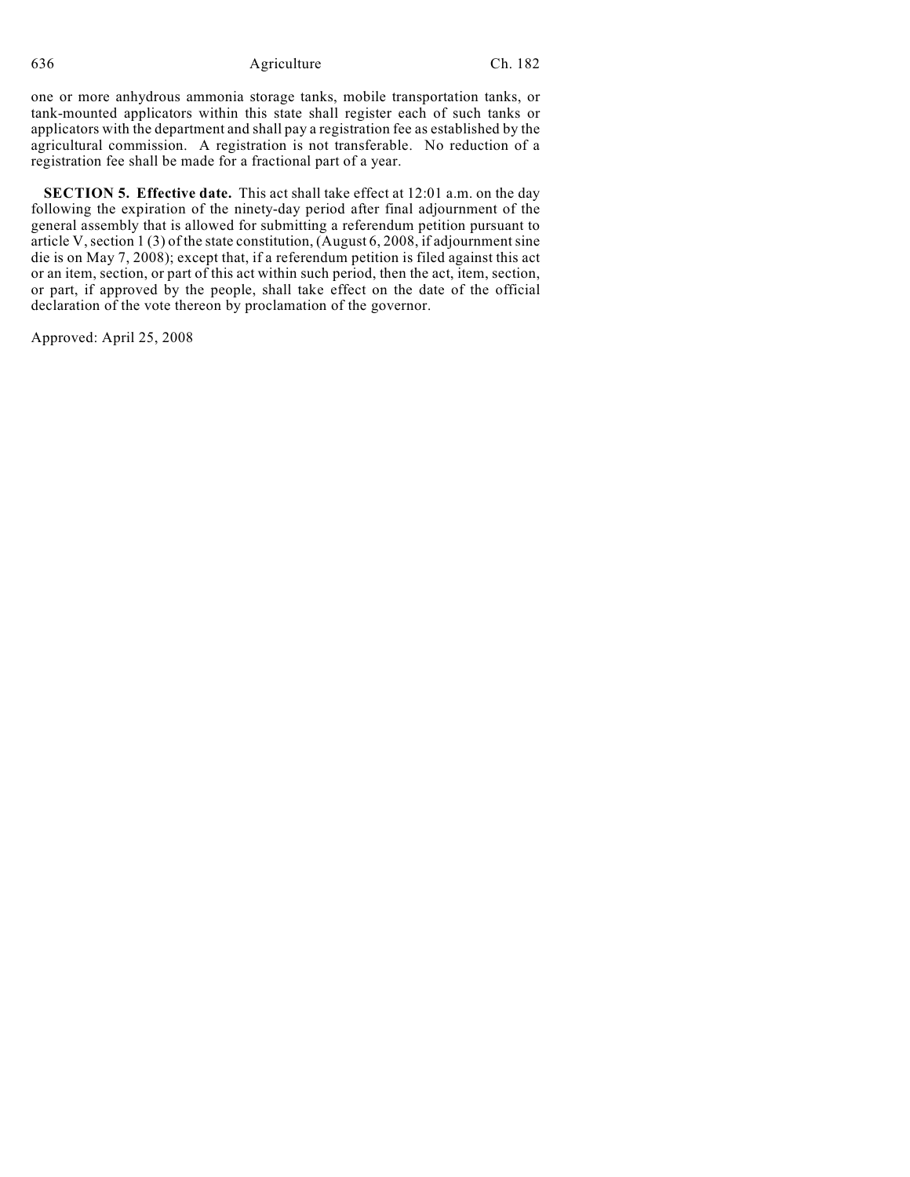one or more anhydrous ammonia storage tanks, mobile transportation tanks, or tank-mounted applicators within this state shall register each of such tanks or applicators with the department and shall pay a registration fee as established by the agricultural commission. A registration is not transferable. No reduction of a registration fee shall be made for a fractional part of a year.

**SECTION 5. Effective date.** This act shall take effect at 12:01 a.m. on the day following the expiration of the ninety-day period after final adjournment of the general assembly that is allowed for submitting a referendum petition pursuant to article V, section 1 (3) of the state constitution, (August 6, 2008, if adjournment sine die is on May 7, 2008); except that, if a referendum petition is filed against this act or an item, section, or part of this act within such period, then the act, item, section, or part, if approved by the people, shall take effect on the date of the official declaration of the vote thereon by proclamation of the governor.

Approved: April 25, 2008